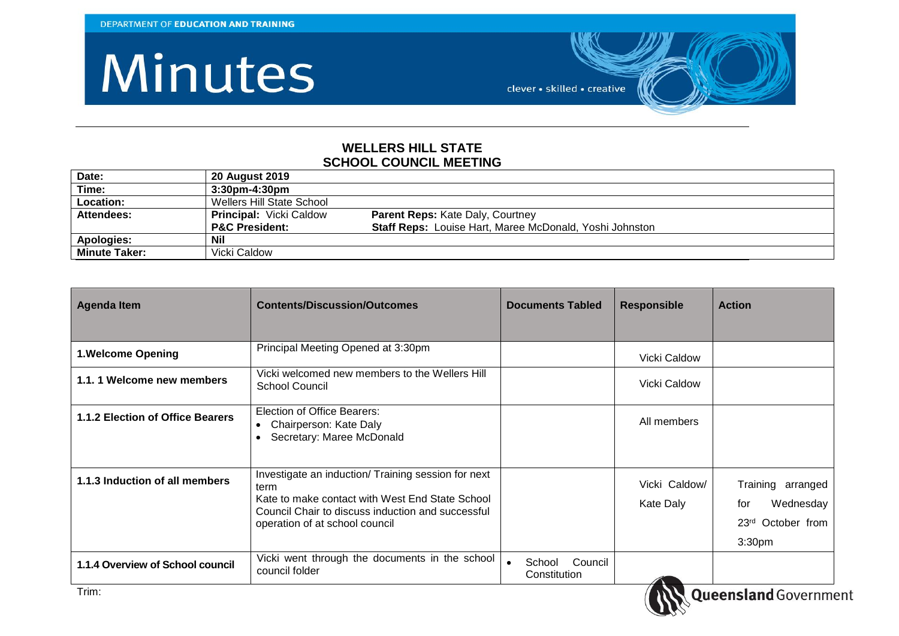DEPARTMENT OF **EDUCATION AND TRAINING**

# Minutes

clever • skilled • creative

## WELLERS HILL STATE SCHOOL COUNCIL MEETING

| | |
|---|---|
| **Date:** | **20 August 2019** |
| **Time:** | **3:30pm-4:30pm** |
| **Location:** | Wellers Hill State School |
| **Attendees:** | **Principal:** Vicki Caldow **Parent Reps:** Kate Daly, Courtney<br>**P&C President:** **Staff Reps:** Louise Hart, Maree McDonald, Yoshi Johnston |
| **Apologies:** | **Nil** |
| **Minute Taker:** | Vicki Caldow |

| Agenda Item | Contents/Discussion/Outcomes | Documents Tabled | Responsible | Action |
|---|---|---|---|---|
| **1.Welcome Opening** | Principal Meeting Opened at 3:30pm | | Vicki Caldow | |
| **1.1. 1 Welcome new members** | Vicki welcomed new members to the Wellers Hill School Council | | Vicki Caldow | |
| **1.1.2 Election of Office Bearers** | Election of Office Bearers:<br>• Chairperson: Kate Daly<br>• Secretary: Maree McDonald | | All members | |
| **1.1.3 Induction of all members** | Investigate an induction/ Training session for next term<br>Kate to make contact with West End State School Council Chair to discuss induction and successful operation of at school council | | Vicki Caldow/ Kate Daly | Training arranged for Wednesday 23rd October from 3:30pm |
| **1.1.4 Overview of School council** | Vicki went through the documents in the school council folder | • School Council Constitution | | |

Trim:

Queensland Government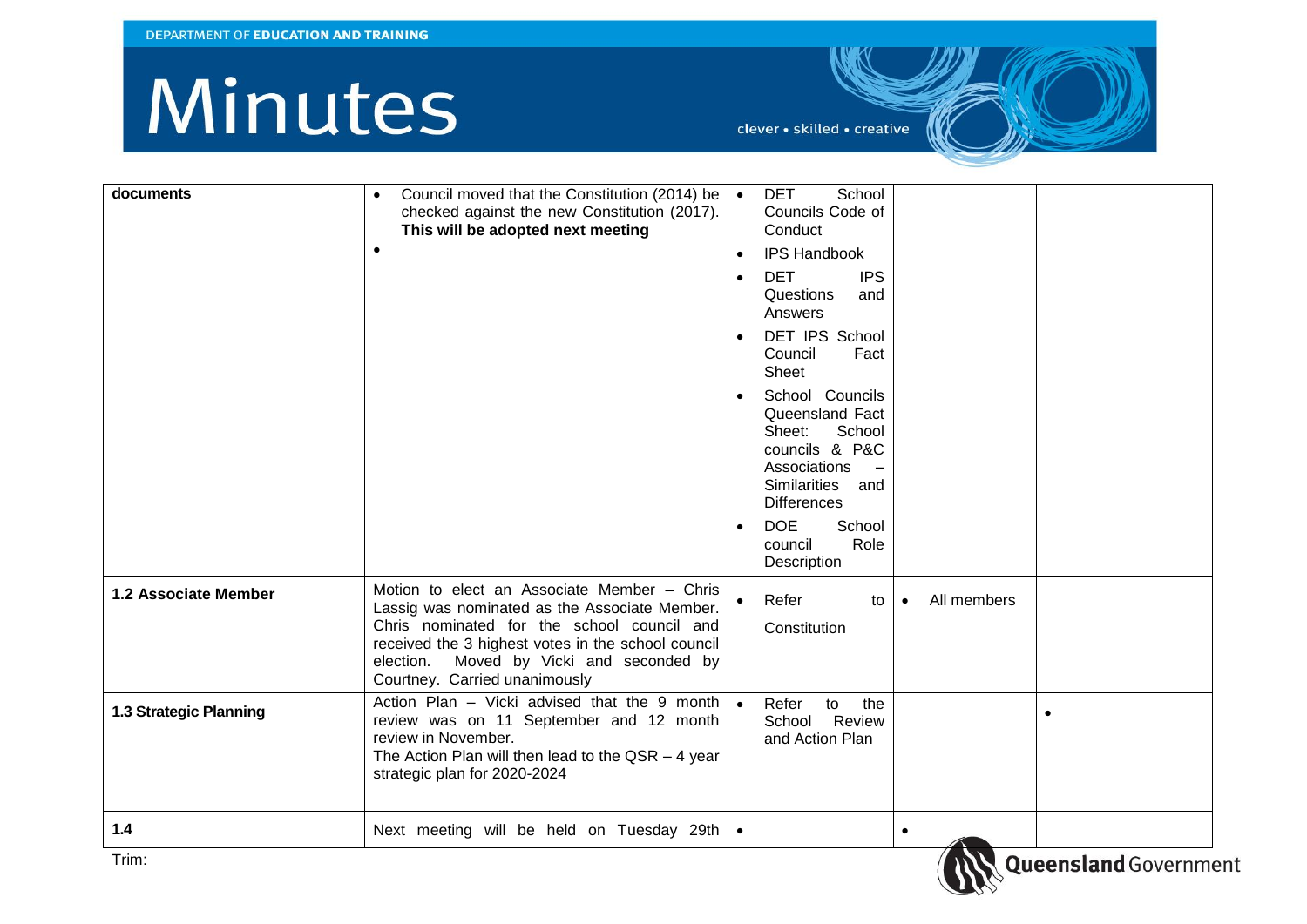| documents | • Council moved that the Constitution (2014) be checked against the new Constitution (2017). **This will be adopted next meeting**<br>• | • DET School Councils Code of Conduct<br>• IPS Handbook<br>• DET IPS Questions and Answers<br>• DET IPS School Council Fact Sheet<br>• School Councils Queensland Fact Sheet: School councils & P&C Associations – Similarities and Differences<br>• DOE School council Role Description | | |
|---|---|---|---|---|
| **1.2 Associate Member** | Motion to elect an Associate Member – Chris Lassig was nominated as the Associate Member. Chris nominated for the school council and received the 3 highest votes in the school council election. Moved by Vicki and seconded by Courtney. Carried unanimously | • Refer to Constitution | • All members | |
| **1.3 Strategic Planning** | Action Plan – Vicki advised that the 9 month review was on 11 September and 12 month review in November.<br>The Action Plan will then lead to the QSR – 4 year strategic plan for 2020-2024 | • Refer to the School Review and Action Plan | | • |
| **1.4** | Next meeting will be held on Tuesday 29th | • | • | |

Trim: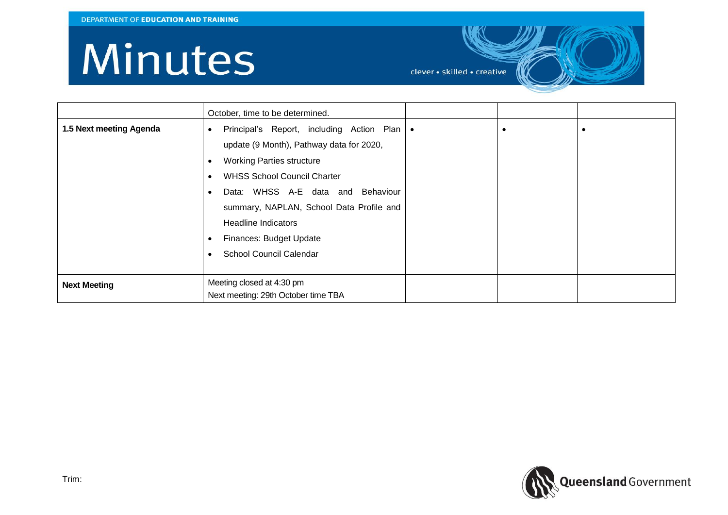| | | | | |
|---|---|---|---|---|
| | October, time to be determined. | | | |
| **1.5 Next meeting Agenda** | • Principal's Report, including Action Plan update (9 Month), Pathway data for 2020,<br>• Working Parties structure<br>• WHSS School Council Charter<br>• Data: WHSS A-E data and Behaviour summary, NAPLAN, School Data Profile and Headline Indicators<br>• Finances: Budget Update<br>• School Council Calendar | • | • | • |
| **Next Meeting** | Meeting closed at 4:30 pm<br>Next meeting: 29th October time TBA | | | |

Trim: